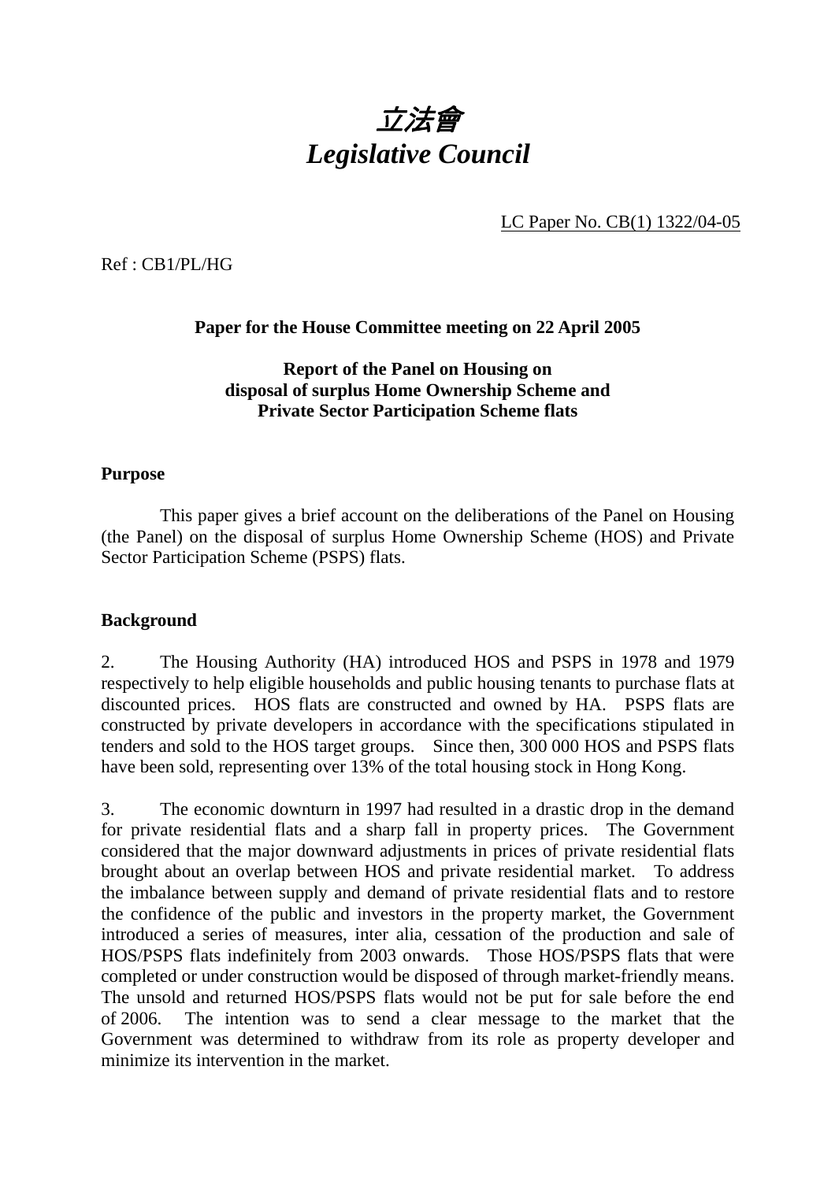# *立法會*
# *Legislative Council*

LC Paper No. CB(1) 1322/04-05

Ref : CB1/PL/HG

**Paper for the House Committee meeting on 22 April 2005**

**Report of the Panel on Housing on disposal of surplus Home Ownership Scheme and Private Sector Participation Scheme flats**

## Purpose

This paper gives a brief account on the deliberations of the Panel on Housing (the Panel) on the disposal of surplus Home Ownership Scheme (HOS) and Private Sector Participation Scheme (PSPS) flats.

## Background

2. The Housing Authority (HA) introduced HOS and PSPS in 1978 and 1979 respectively to help eligible households and public housing tenants to purchase flats at discounted prices. HOS flats are constructed and owned by HA. PSPS flats are constructed by private developers in accordance with the specifications stipulated in tenders and sold to the HOS target groups. Since then, 300 000 HOS and PSPS flats have been sold, representing over 13% of the total housing stock in Hong Kong.

3. The economic downturn in 1997 had resulted in a drastic drop in the demand for private residential flats and a sharp fall in property prices. The Government considered that the major downward adjustments in prices of private residential flats brought about an overlap between HOS and private residential market. To address the imbalance between supply and demand of private residential flats and to restore the confidence of the public and investors in the property market, the Government introduced a series of measures, inter alia, cessation of the production and sale of HOS/PSPS flats indefinitely from 2003 onwards. Those HOS/PSPS flats that were completed or under construction would be disposed of through market-friendly means. The unsold and returned HOS/PSPS flats would not be put for sale before the end of 2006. The intention was to send a clear message to the market that the Government was determined to withdraw from its role as property developer and minimize its intervention in the market.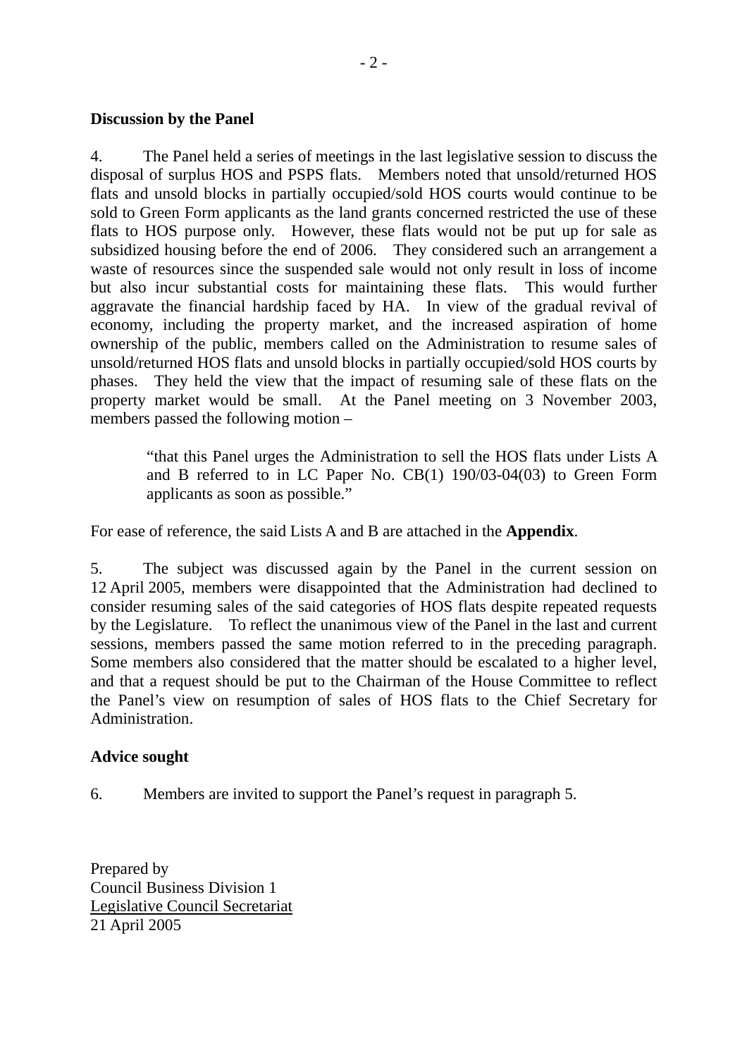**Discussion by the Panel**

4. The Panel held a series of meetings in the last legislative session to discuss the disposal of surplus HOS and PSPS flats. Members noted that unsold/returned HOS flats and unsold blocks in partially occupied/sold HOS courts would continue to be sold to Green Form applicants as the land grants concerned restricted the use of these flats to HOS purpose only. However, these flats would not be put up for sale as subsidized housing before the end of 2006. They considered such an arrangement a waste of resources since the suspended sale would not only result in loss of income but also incur substantial costs for maintaining these flats. This would further aggravate the financial hardship faced by HA. In view of the gradual revival of economy, including the property market, and the increased aspiration of home ownership of the public, members called on the Administration to resume sales of unsold/returned HOS flats and unsold blocks in partially occupied/sold HOS courts by phases. They held the view that the impact of resuming sale of these flats on the property market would be small. At the Panel meeting on 3 November 2003, members passed the following motion –

> "that this Panel urges the Administration to sell the HOS flats under Lists A and B referred to in LC Paper No. CB(1) 190/03-04(03) to Green Form applicants as soon as possible."

For ease of reference, the said Lists A and B are attached in the **Appendix**.

5. The subject was discussed again by the Panel in the current session on 12 April 2005, members were disappointed that the Administration had declined to consider resuming sales of the said categories of HOS flats despite repeated requests by the Legislature. To reflect the unanimous view of the Panel in the last and current sessions, members passed the same motion referred to in the preceding paragraph. Some members also considered that the matter should be escalated to a higher level, and that a request should be put to the Chairman of the House Committee to reflect the Panel's view on resumption of sales of HOS flats to the Chief Secretary for Administration.

**Advice sought**

6. Members are invited to support the Panel's request in paragraph 5.

Prepared by
Council Business Division 1
Legislative Council Secretariat
21 April 2005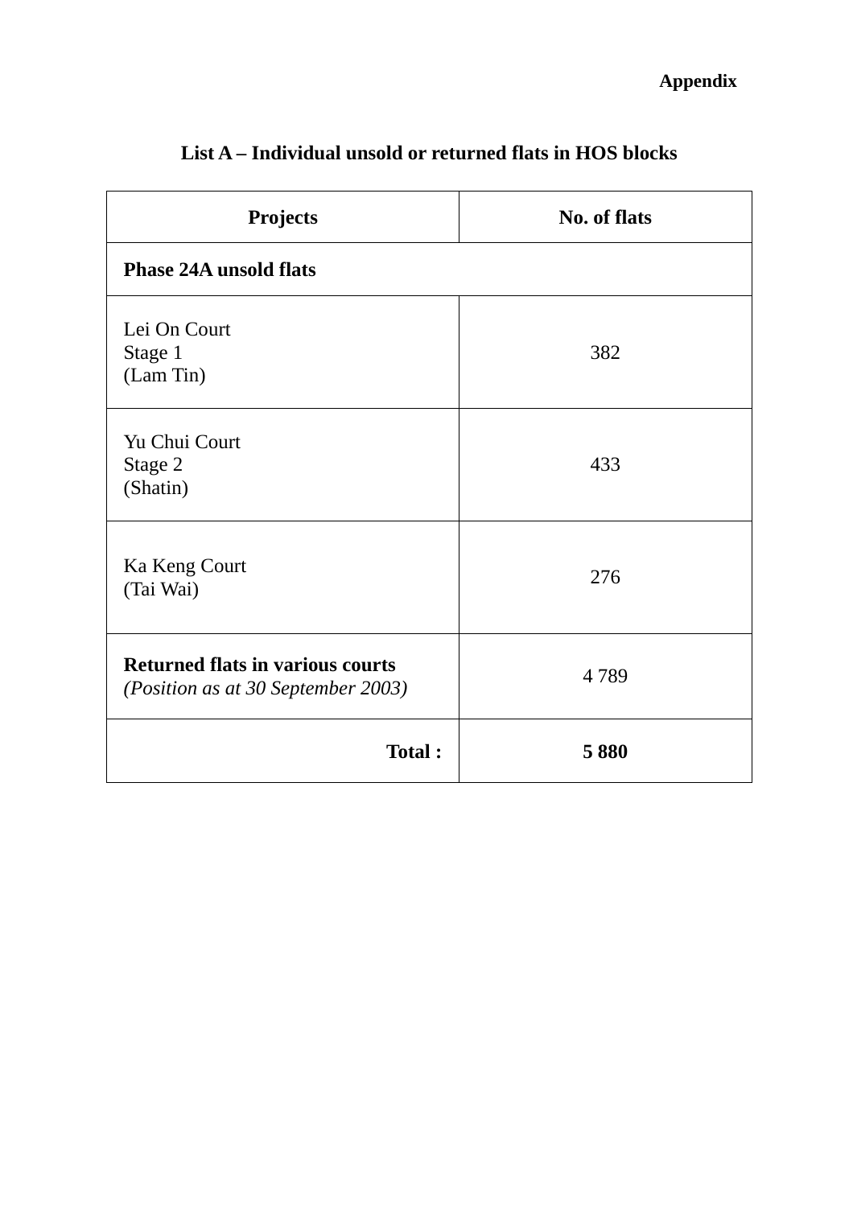**Appendix**

## List A – Individual unsold or returned flats in HOS blocks

| Projects | No. of flats |
|---|---|
| **Phase 24A unsold flats** | |
| Lei On Court<br>Stage 1<br>(Lam Tin) | 382 |
| Yu Chui Court<br>Stage 2<br>(Shatin) | 433 |
| Ka Keng Court<br>(Tai Wai) | 276 |
| **Returned flats in various courts**<br>*(Position as at 30 September 2003)* | 4 789 |
| **Total :** | **5 880** |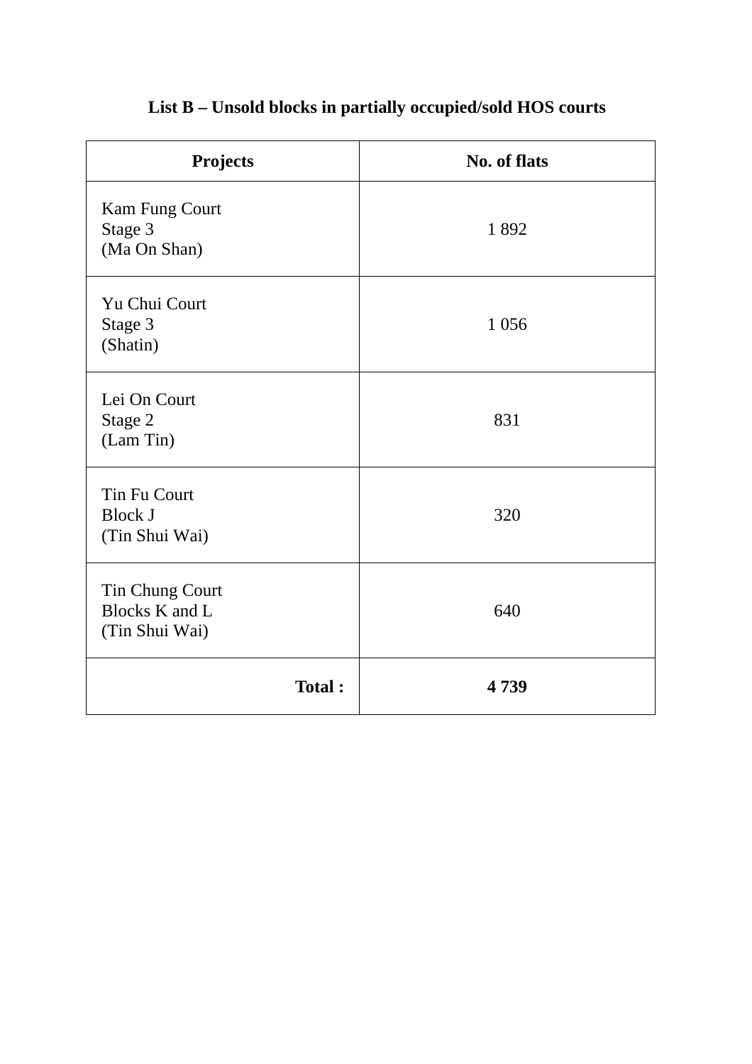**List B – Unsold blocks in partially occupied/sold HOS courts**

| Projects | No. of flats |
|---|---|
| Kam Fung Court<br>Stage 3<br>(Ma On Shan) | 1 892 |
| Yu Chui Court<br>Stage 3<br>(Shatin) | 1 056 |
| Lei On Court<br>Stage 2<br>(Lam Tin) | 831 |
| Tin Fu Court<br>Block J<br>(Tin Shui Wai) | 320 |
| Tin Chung Court<br>Blocks K and L<br>(Tin Shui Wai) | 640 |
| **Total :** | **4 739** |